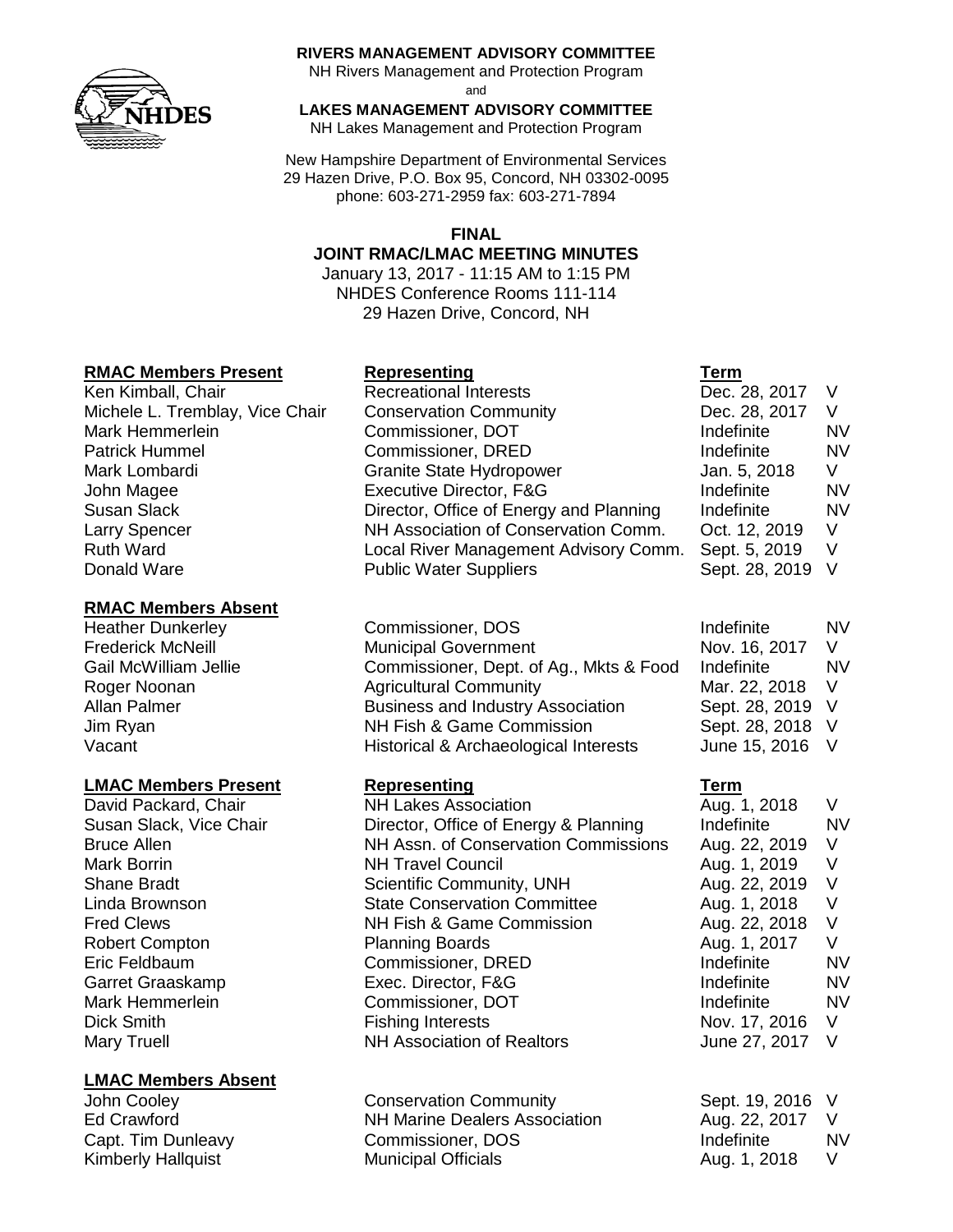**RIVERS MANAGEMENT ADVISORY COMMITTEE**
NH Rivers Management and Protection Program
and
**LAKES MANAGEMENT ADVISORY COMMITTEE**
NH Lakes Management and Protection Program

New Hampshire Department of Environmental Services
29 Hazen Drive, P.O. Box 95, Concord, NH 03302-0095
phone: 603-271-2959 fax: 603-271-7894

**FINAL**
**JOINT RMAC/LMAC MEETING MINUTES**
January 13, 2017 - 11:15 AM to 1:15 PM
NHDES Conference Rooms 111-114
29 Hazen Drive, Concord, NH

| **RMAC Members Present** | **Representing** | **Term** | |
|---|---|---|---|
| Ken Kimball, Chair | Recreational Interests | Dec. 28, 2017 | V |
| Michele L. Tremblay, Vice Chair | Conservation Community | Dec. 28, 2017 | V |
| Mark Hemmerlein | Commissioner, DOT | Indefinite | NV |
| Patrick Hummel | Commissioner, DRED | Indefinite | NV |
| Mark Lombardi | Granite State Hydropower | Jan. 5, 2018 | V |
| John Magee | Executive Director, F&G | Indefinite | NV |
| Susan Slack | Director, Office of Energy and Planning | Indefinite | NV |
| Larry Spencer | NH Association of Conservation Comm. | Oct. 12, 2019 | V |
| Ruth Ward | Local River Management Advisory Comm. | Sept. 5, 2019 | V |
| Donald Ware | Public Water Suppliers | Sept. 28, 2019 | V |

| **RMAC Members Absent** | | | |
|---|---|---|---|
| Heather Dunkerley | Commissioner, DOS | Indefinite | NV |
| Frederick McNeill | Municipal Government | Nov. 16, 2017 | V |
| Gail McWilliam Jellie | Commissioner, Dept. of Ag., Mkts & Food | Indefinite | NV |
| Roger Noonan | Agricultural Community | Mar. 22, 2018 | V |
| Allan Palmer | Business and Industry Association | Sept. 28, 2019 | V |
| Jim Ryan | NH Fish & Game Commission | Sept. 28, 2018 | V |
| Vacant | Historical & Archaeological Interests | June 15, 2016 | V |

| **LMAC Members Present** | **Representing** | **Term** | |
|---|---|---|---|
| David Packard, Chair | NH Lakes Association | Aug. 1, 2018 | V |
| Susan Slack, Vice Chair | Director, Office of Energy & Planning | Indefinite | NV |
| Bruce Allen | NH Assn. of Conservation Commissions | Aug. 22, 2019 | V |
| Mark Borrin | NH Travel Council | Aug. 1, 2019 | V |
| Shane Bradt | Scientific Community, UNH | Aug. 22, 2019 | V |
| Linda Brownson | State Conservation Committee | Aug. 1, 2018 | V |
| Fred Clews | NH Fish & Game Commission | Aug. 22, 2018 | V |
| Robert Compton | Planning Boards | Aug. 1, 2017 | V |
| Eric Feldbaum | Commissioner, DRED | Indefinite | NV |
| Garret Graaskamp | Exec. Director, F&G | Indefinite | NV |
| Mark Hemmerlein | Commissioner, DOT | Indefinite | NV |
| Dick Smith | Fishing Interests | Nov. 17, 2016 | V |
| Mary Truell | NH Association of Realtors | June 27, 2017 | V |

| **LMAC Members Absent** | | | |
|---|---|---|---|
| John Cooley | Conservation Community | Sept. 19, 2016 | V |
| Ed Crawford | NH Marine Dealers Association | Aug. 22, 2017 | V |
| Capt. Tim Dunleavy | Commissioner, DOS | Indefinite | NV |
| Kimberly Hallquist | Municipal Officials | Aug. 1, 2018 | V |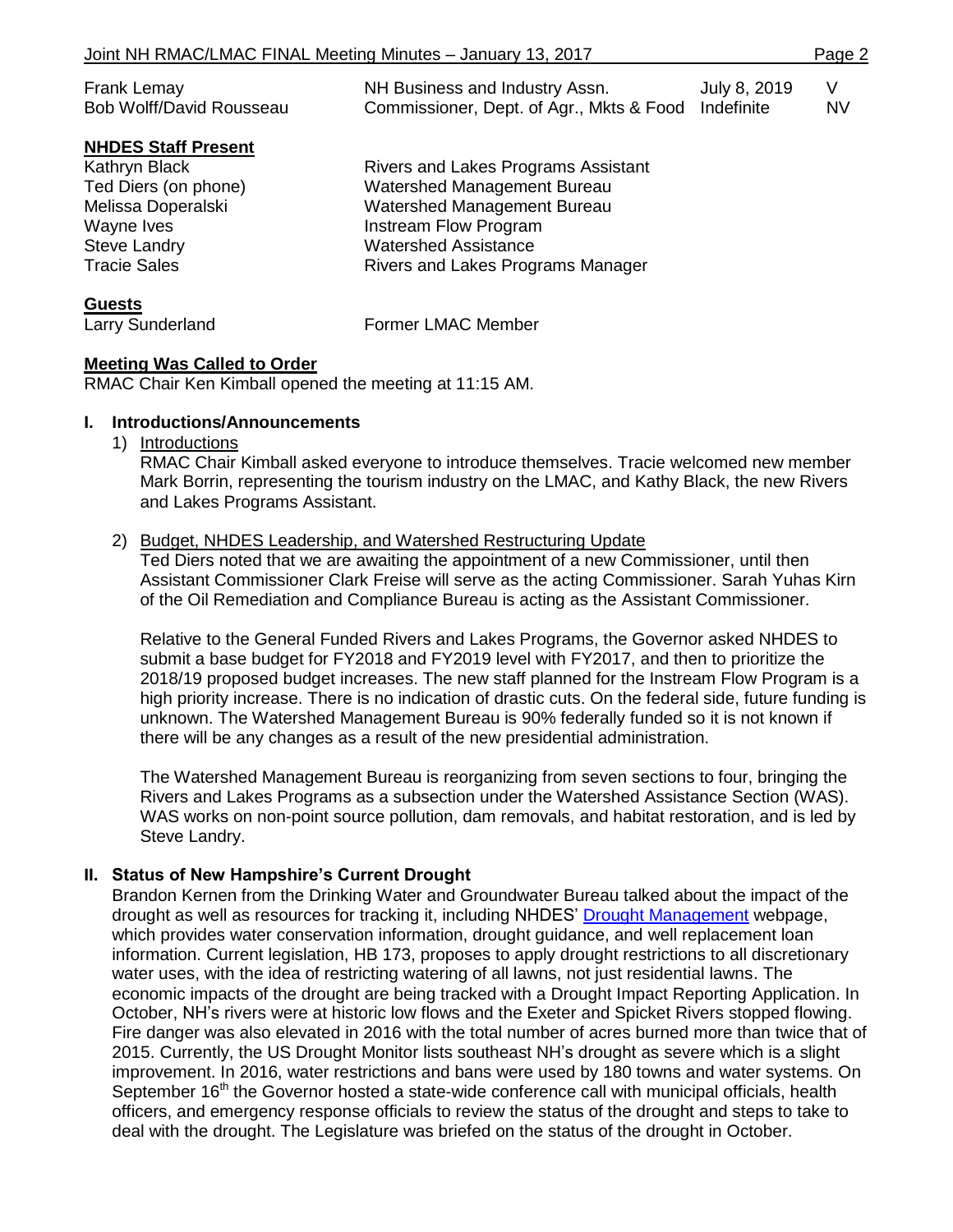| | | | |
|---|---|---|---|
| Frank Lemay | NH Business and Industry Assn. | July 8, 2019 | V |
| Bob Wolff/David Rousseau | Commissioner, Dept. of Agr., Mkts & Food | Indefinite | NV |

**NHDES Staff Present**

| | |
|---|---|
| Kathryn Black | Rivers and Lakes Programs Assistant |
| Ted Diers (on phone) | Watershed Management Bureau |
| Melissa Doperalski | Watershed Management Bureau |
| Wayne Ives | Instream Flow Program |
| Steve Landry | Watershed Assistance |
| Tracie Sales | Rivers and Lakes Programs Manager |

**Guests**

| | |
|---|---|
| Larry Sunderland | Former LMAC Member |

**Meeting Was Called to Order**

RMAC Chair Ken Kimball opened the meeting at 11:15 AM.

## I. Introductions/Announcements

1) Introductions

   RMAC Chair Kimball asked everyone to introduce themselves. Tracie welcomed new member Mark Borrin, representing the tourism industry on the LMAC, and Kathy Black, the new Rivers and Lakes Programs Assistant.

2) Budget, NHDES Leadership, and Watershed Restructuring Update

   Ted Diers noted that we are awaiting the appointment of a new Commissioner, until then Assistant Commissioner Clark Freise will serve as the acting Commissioner. Sarah Yuhas Kirn of the Oil Remediation and Compliance Bureau is acting as the Assistant Commissioner.

   Relative to the General Funded Rivers and Lakes Programs, the Governor asked NHDES to submit a base budget for FY2018 and FY2019 level with FY2017, and then to prioritize the 2018/19 proposed budget increases. The new staff planned for the Instream Flow Program is a high priority increase. There is no indication of drastic cuts. On the federal side, future funding is unknown. The Watershed Management Bureau is 90% federally funded so it is not known if there will be any changes as a result of the new presidential administration.

   The Watershed Management Bureau is reorganizing from seven sections to four, bringing the Rivers and Lakes Programs as a subsection under the Watershed Assistance Section (WAS). WAS works on non-point source pollution, dam removals, and habitat restoration, and is led by Steve Landry.

## II. Status of New Hampshire's Current Drought

Brandon Kernen from the Drinking Water and Groundwater Bureau talked about the impact of the drought as well as resources for tracking it, including NHDES' Drought Management webpage, which provides water conservation information, drought guidance, and well replacement loan information. Current legislation, HB 173, proposes to apply drought restrictions to all discretionary water uses, with the idea of restricting watering of all lawns, not just residential lawns. The economic impacts of the drought are being tracked with a Drought Impact Reporting Application. In October, NH's rivers were at historic low flows and the Exeter and Spicket Rivers stopped flowing. Fire danger was also elevated in 2016 with the total number of acres burned more than twice that of 2015. Currently, the US Drought Monitor lists southeast NH's drought as severe which is a slight improvement. In 2016, water restrictions and bans were used by 180 towns and water systems. On September 16th the Governor hosted a state-wide conference call with municipal officials, health officers, and emergency response officials to review the status of the drought and steps to take to deal with the drought. The Legislature was briefed on the status of the drought in October.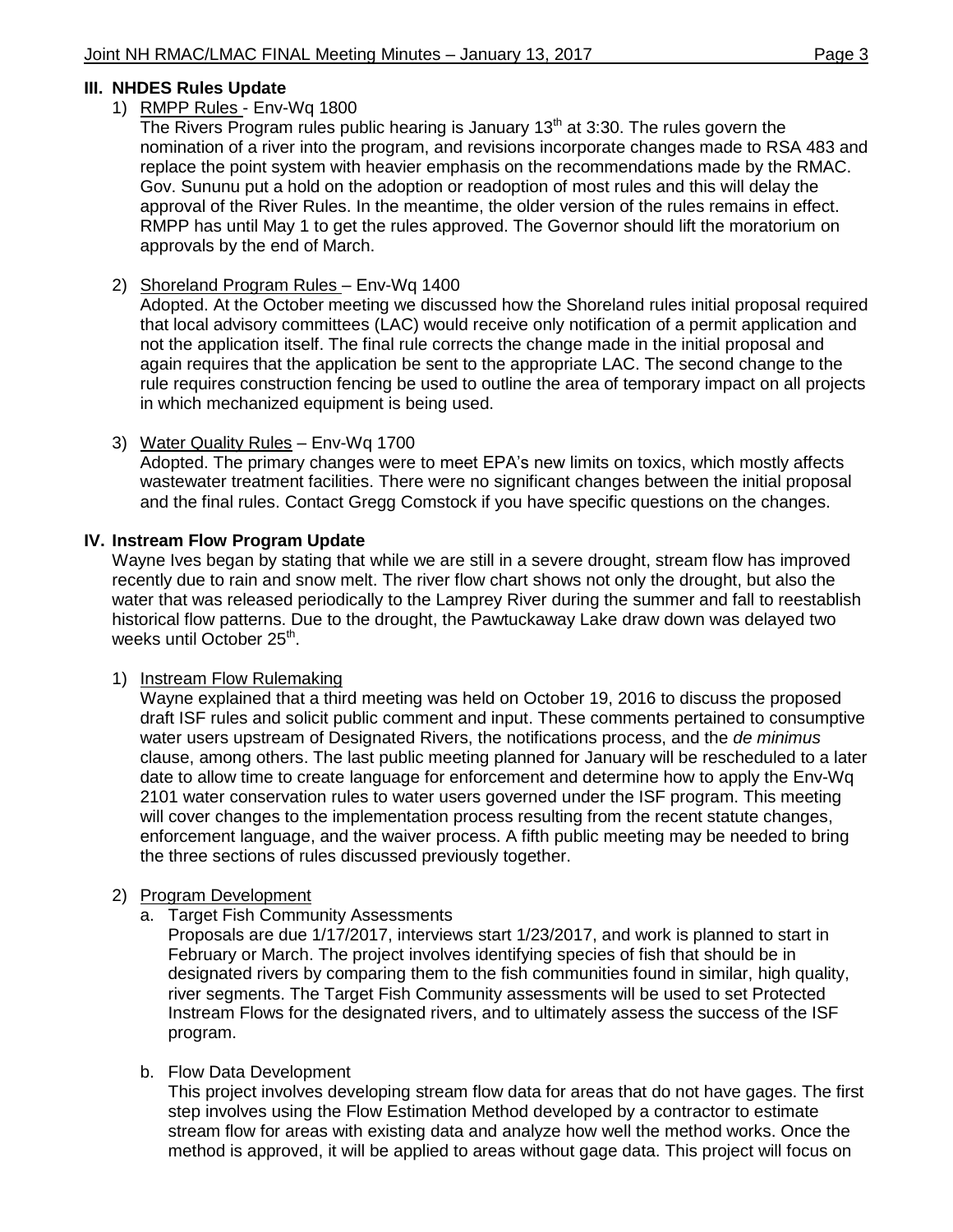## III. NHDES Rules Update

1) RMPP Rules - Env-Wq 1800

   The Rivers Program rules public hearing is January 13th at 3:30. The rules govern the nomination of a river into the program, and revisions incorporate changes made to RSA 483 and replace the point system with heavier emphasis on the recommendations made by the RMAC. Gov. Sununu put a hold on the adoption or readoption of most rules and this will delay the approval of the River Rules. In the meantime, the older version of the rules remains in effect. RMPP has until May 1 to get the rules approved. The Governor should lift the moratorium on approvals by the end of March.

2) Shoreland Program Rules – Env-Wq 1400

   Adopted. At the October meeting we discussed how the Shoreland rules initial proposal required that local advisory committees (LAC) would receive only notification of a permit application and not the application itself. The final rule corrects the change made in the initial proposal and again requires that the application be sent to the appropriate LAC. The second change to the rule requires construction fencing be used to outline the area of temporary impact on all projects in which mechanized equipment is being used.

3) Water Quality Rules – Env-Wq 1700

   Adopted. The primary changes were to meet EPA's new limits on toxics, which mostly affects wastewater treatment facilities. There were no significant changes between the initial proposal and the final rules. Contact Gregg Comstock if you have specific questions on the changes.

## IV. Instream Flow Program Update

Wayne Ives began by stating that while we are still in a severe drought, stream flow has improved recently due to rain and snow melt. The river flow chart shows not only the drought, but also the water that was released periodically to the Lamprey River during the summer and fall to reestablish historical flow patterns. Due to the drought, the Pawtuckaway Lake draw down was delayed two weeks until October 25th.

1) Instream Flow Rulemaking

   Wayne explained that a third meeting was held on October 19, 2016 to discuss the proposed draft ISF rules and solicit public comment and input. These comments pertained to consumptive water users upstream of Designated Rivers, the notifications process, and the *de minimus* clause, among others. The last public meeting planned for January will be rescheduled to a later date to allow time to create language for enforcement and determine how to apply the Env-Wq 2101 water conservation rules to water users governed under the ISF program. This meeting will cover changes to the implementation process resulting from the recent statute changes, enforcement language, and the waiver process. A fifth public meeting may be needed to bring the three sections of rules discussed previously together.

2) Program Development

   a. Target Fish Community Assessments

      Proposals are due 1/17/2017, interviews start 1/23/2017, and work is planned to start in February or March. The project involves identifying species of fish that should be in designated rivers by comparing them to the fish communities found in similar, high quality, river segments. The Target Fish Community assessments will be used to set Protected Instream Flows for the designated rivers, and to ultimately assess the success of the ISF program.

   b. Flow Data Development

      This project involves developing stream flow data for areas that do not have gages. The first step involves using the Flow Estimation Method developed by a contractor to estimate stream flow for areas with existing data and analyze how well the method works. Once the method is approved, it will be applied to areas without gage data. This project will focus on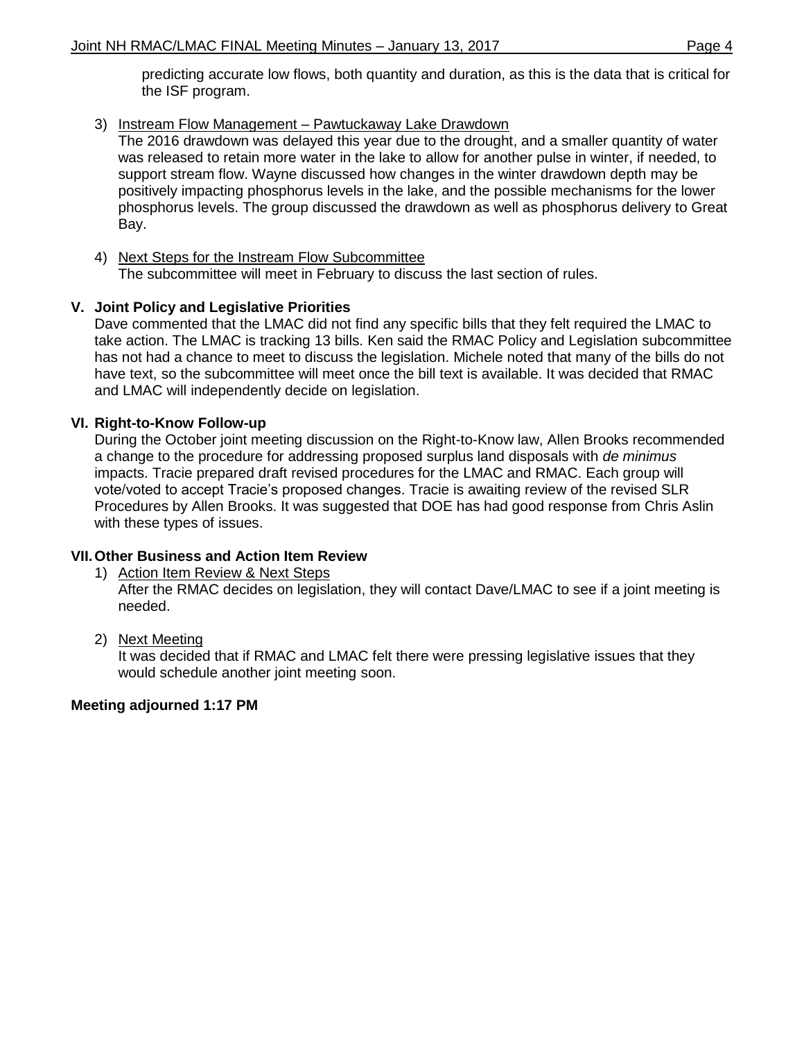predicting accurate low flows, both quantity and duration, as this is the data that is critical for the ISF program.

3) Instream Flow Management – Pawtuckaway Lake Drawdown
   The 2016 drawdown was delayed this year due to the drought, and a smaller quantity of water was released to retain more water in the lake to allow for another pulse in winter, if needed, to support stream flow. Wayne discussed how changes in the winter drawdown depth may be positively impacting phosphorus levels in the lake, and the possible mechanisms for the lower phosphorus levels. The group discussed the drawdown as well as phosphorus delivery to Great Bay.

4) Next Steps for the Instream Flow Subcommittee
   The subcommittee will meet in February to discuss the last section of rules.

## V. Joint Policy and Legislative Priorities

Dave commented that the LMAC did not find any specific bills that they felt required the LMAC to take action. The LMAC is tracking 13 bills. Ken said the RMAC Policy and Legislation subcommittee has not had a chance to meet to discuss the legislation. Michele noted that many of the bills do not have text, so the subcommittee will meet once the bill text is available. It was decided that RMAC and LMAC will independently decide on legislation.

## VI. Right-to-Know Follow-up

During the October joint meeting discussion on the Right-to-Know law, Allen Brooks recommended a change to the procedure for addressing proposed surplus land disposals with *de minimus* impacts. Tracie prepared draft revised procedures for the LMAC and RMAC. Each group will vote/voted to accept Tracie's proposed changes. Tracie is awaiting review of the revised SLR Procedures by Allen Brooks. It was suggested that DOE has had good response from Chris Aslin with these types of issues.

## VII. Other Business and Action Item Review

1) Action Item Review & Next Steps
   After the RMAC decides on legislation, they will contact Dave/LMAC to see if a joint meeting is needed.

2) Next Meeting
   It was decided that if RMAC and LMAC felt there were pressing legislative issues that they would schedule another joint meeting soon.

**Meeting adjourned 1:17 PM**